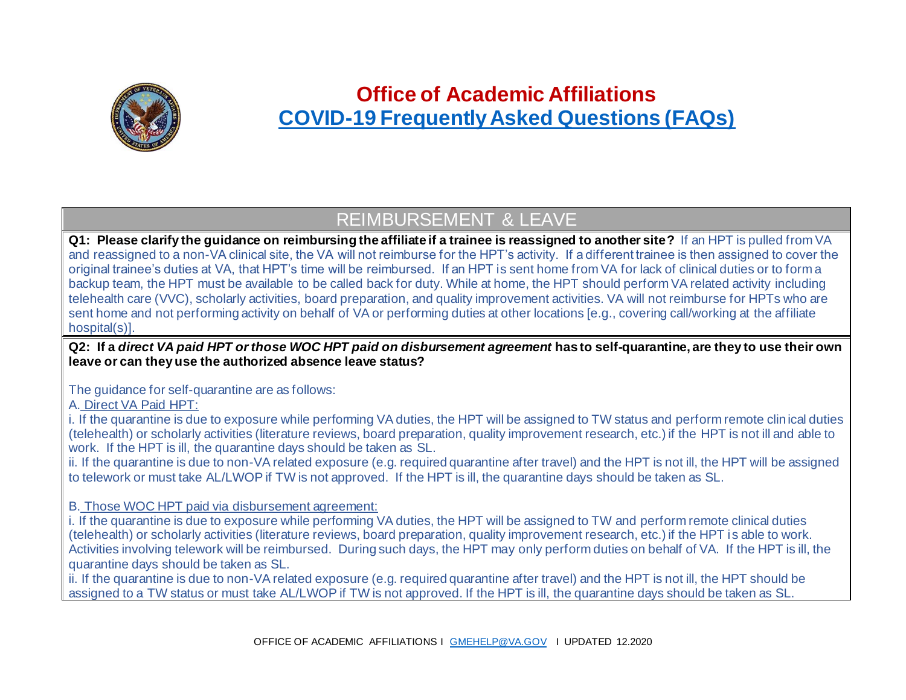# Office of Academic Affiliations

## COVID-19 Frequently Asked Questions (FAQs)

## REIMBURSEMENT & LEAVE

**Q1: Please clarify the guidance on reimbursing the affiliate if a trainee is reassigned to another site?** If an HPT is pulled from VA and reassigned to a non-VA clinical site, the VA will not reimburse for the HPT's activity. If a different trainee is then assigned to cover the original trainee's duties at VA, that HPT's time will be reimbursed. If an HPT is sent home from VA for lack of clinical duties or to form a backup team, the HPT must be available to be called back for duty. While at home, the HPT should perform VA related activity including telehealth care (VVC), scholarly activities, board preparation, and quality improvement activities. VA will not reimburse for HPTs who are sent home and not performing activity on behalf of VA or performing duties at other locations [e.g., covering call/working at the affiliate hospital(s)].

**Q2: If a *direct VA paid HPT or those WOC HPT paid on disbursement agreement* has to self-quarantine, are they to use their own leave or can they use the authorized absence leave status?**

The guidance for self-quarantine are as follows:

A. <u>Direct VA Paid HPT:</u>

i. If the quarantine is due to exposure while performing VA duties, the HPT will be assigned to TW status and perform remote clinical duties (telehealth) or scholarly activities (literature reviews, board preparation, quality improvement research, etc.) if the HPT is not ill and able to work. If the HPT is ill, the quarantine days should be taken as SL.

ii. If the quarantine is due to non-VA related exposure (e.g. required quarantine after travel) and the HPT is not ill, the HPT will be assigned to telework or must take AL/LWOP if TW is not approved. If the HPT is ill, the quarantine days should be taken as SL.

B. <u>Those WOC HPT paid via disbursement agreement:</u>

i. If the quarantine is due to exposure while performing VA duties, the HPT will be assigned to TW and perform remote clinical duties (telehealth) or scholarly activities (literature reviews, board preparation, quality improvement research, etc.) if the HPT is able to work. Activities involving telework will be reimbursed. During such days, the HPT may only perform duties on behalf of VA. If the HPT is ill, the quarantine days should be taken as SL.

ii. If the quarantine is due to non-VA related exposure (e.g. required quarantine after travel) and the HPT is not ill, the HPT should be assigned to a TW status or must take AL/LWOP if TW is not approved. If the HPT is ill, the quarantine days should be taken as SL.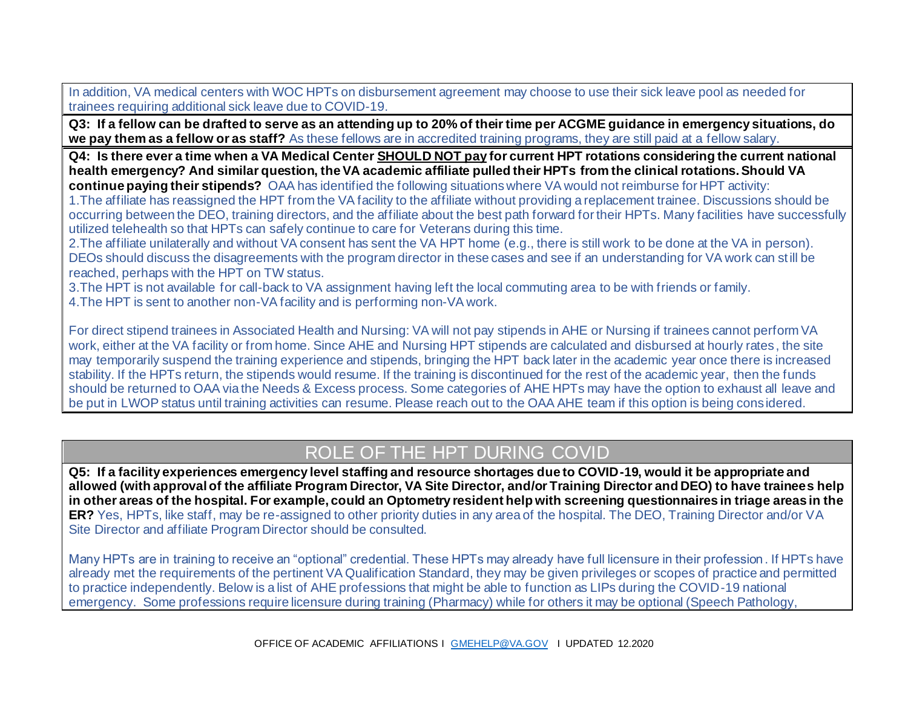In addition, VA medical centers with WOC HPTs on disbursement agreement may choose to use their sick leave pool as needed for trainees requiring additional sick leave due to COVID-19.

**Q3: If a fellow can be drafted to serve as an attending up to 20% of their time per ACGME guidance in emergency situations, do we pay them as a fellow or as staff?** As these fellows are in accredited training programs, they are still paid at a fellow salary.

**Q4: Is there ever a time when a VA Medical Center SHOULD NOT pay for current HPT rotations considering the current national health emergency? And similar question, the VA academic affiliate pulled their HPTs from the clinical rotations. Should VA continue paying their stipends?** OAA has identified the following situations where VA would not reimburse for HPT activity:

1. The affiliate has reassigned the HPT from the VA facility to the affiliate without providing a replacement trainee. Discussions should be occurring between the DEO, training directors, and the affiliate about the best path forward for their HPTs. Many facilities have successfully utilized telehealth so that HPTs can safely continue to care for Veterans during this time.
2. The affiliate unilaterally and without VA consent has sent the VA HPT home (e.g., there is still work to be done at the VA in person). DEOs should discuss the disagreements with the program director in these cases and see if an understanding for VA work can still be reached, perhaps with the HPT on TW status.
3. The HPT is not available for call-back to VA assignment having left the local commuting area to be with friends or family.
4. The HPT is sent to another non-VA facility and is performing non-VA work.

For direct stipend trainees in Associated Health and Nursing: VA will not pay stipends in AHE or Nursing if trainees cannot perform VA work, either at the VA facility or from home. Since AHE and Nursing HPT stipends are calculated and disbursed at hourly rates, the site may temporarily suspend the training experience and stipends, bringing the HPT back later in the academic year once there is increased stability. If the HPTs return, the stipends would resume. If the training is discontinued for the rest of the academic year, then the funds should be returned to OAA via the Needs & Excess process. Some categories of AHE HPTs may have the option to exhaust all leave and be put in LWOP status until training activities can resume. Please reach out to the OAA AHE team if this option is being considered.

## ROLE OF THE HPT DURING COVID

**Q5: If a facility experiences emergency level staffing and resource shortages due to COVID-19, would it be appropriate and allowed (with approval of the affiliate Program Director, VA Site Director, and/or Training Director and DEO) to have trainees help in other areas of the hospital. For example, could an Optometry resident help with screening questionnaires in triage areas in the ER?** Yes, HPTs, like staff, may be re-assigned to other priority duties in any area of the hospital. The DEO, Training Director and/or VA Site Director and affiliate Program Director should be consulted.

Many HPTs are in training to receive an "optional" credential. These HPTs may already have full licensure in their profession. If HPTs have already met the requirements of the pertinent VA Qualification Standard, they may be given privileges or scopes of practice and permitted to practice independently. Below is a list of AHE professions that might be able to function as LIPs during the COVID-19 national emergency. Some professions require licensure during training (Pharmacy) while for others it may be optional (Speech Pathology,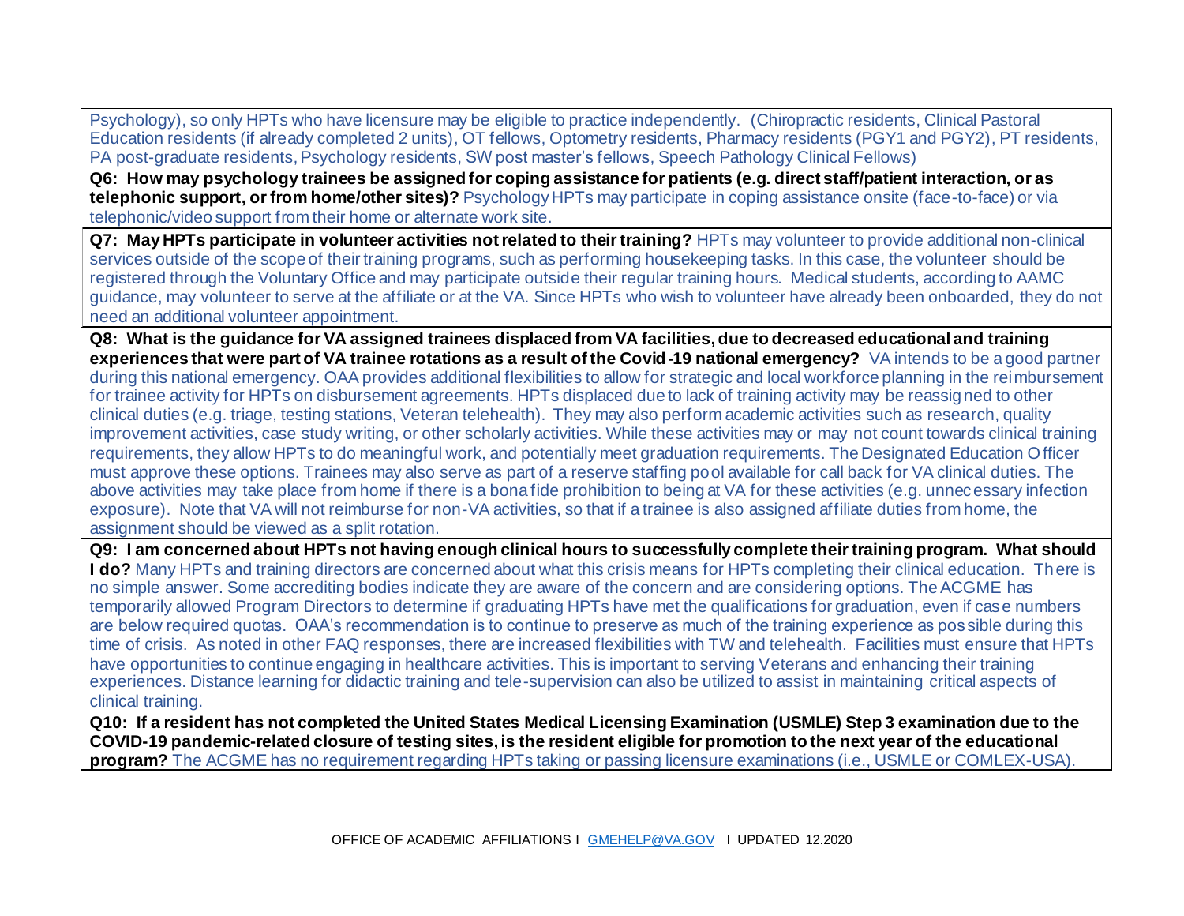Psychology), so only HPTs who have licensure may be eligible to practice independently. (Chiropractic residents, Clinical Pastoral Education residents (if already completed 2 units), OT fellows, Optometry residents, Pharmacy residents (PGY1 and PGY2), PT residents, PA post-graduate residents, Psychology residents, SW post master's fellows, Speech Pathology Clinical Fellows)

**Q6: How may psychology trainees be assigned for coping assistance for patients (e.g. direct staff/patient interaction, or as telephonic support, or from home/other sites)?** Psychology HPTs may participate in coping assistance onsite (face-to-face) or via telephonic/video support from their home or alternate work site.

**Q7: May HPTs participate in volunteer activities not related to their training?** HPTs may volunteer to provide additional non-clinical services outside of the scope of their training programs, such as performing housekeeping tasks. In this case, the volunteer should be registered through the Voluntary Office and may participate outside their regular training hours. Medical students, according to AAMC guidance, may volunteer to serve at the affiliate or at the VA. Since HPTs who wish to volunteer have already been onboarded, they do not need an additional volunteer appointment.

**Q8: What is the guidance for VA assigned trainees displaced from VA facilities, due to decreased educational and training experiences that were part of VA trainee rotations as a result of the Covid-19 national emergency?** VA intends to be a good partner during this national emergency. OAA provides additional flexibilities to allow for strategic and local workforce planning in the reimbursement for trainee activity for HPTs on disbursement agreements. HPTs displaced due to lack of training activity may be reassigned to other clinical duties (e.g. triage, testing stations, Veteran telehealth). They may also perform academic activities such as research, quality improvement activities, case study writing, or other scholarly activities. While these activities may or may not count towards clinical training requirements, they allow HPTs to do meaningful work, and potentially meet graduation requirements. The Designated Education Officer must approve these options. Trainees may also serve as part of a reserve staffing pool available for call back for VA clinical duties. The above activities may take place from home if there is a bona fide prohibition to being at VA for these activities (e.g. unnecessary infection exposure). Note that VA will not reimburse for non-VA activities, so that if a trainee is also assigned affiliate duties from home, the assignment should be viewed as a split rotation.

**Q9: I am concerned about HPTs not having enough clinical hours to successfully complete their training program. What should I do?** Many HPTs and training directors are concerned about what this crisis means for HPTs completing their clinical education. There is no simple answer. Some accrediting bodies indicate they are aware of the concern and are considering options. The ACGME has temporarily allowed Program Directors to determine if graduating HPTs have met the qualifications for graduation, even if case numbers are below required quotas. OAA's recommendation is to continue to preserve as much of the training experience as possible during this time of crisis. As noted in other FAQ responses, there are increased flexibilities with TW and telehealth. Facilities must ensure that HPTs have opportunities to continue engaging in healthcare activities. This is important to serving Veterans and enhancing their training experiences. Distance learning for didactic training and tele-supervision can also be utilized to assist in maintaining critical aspects of clinical training.

**Q10: If a resident has not completed the United States Medical Licensing Examination (USMLE) Step 3 examination due to the COVID-19 pandemic-related closure of testing sites, is the resident eligible for promotion to the next year of the educational program?** The ACGME has no requirement regarding HPTs taking or passing licensure examinations (i.e., USMLE or COMLEX-USA).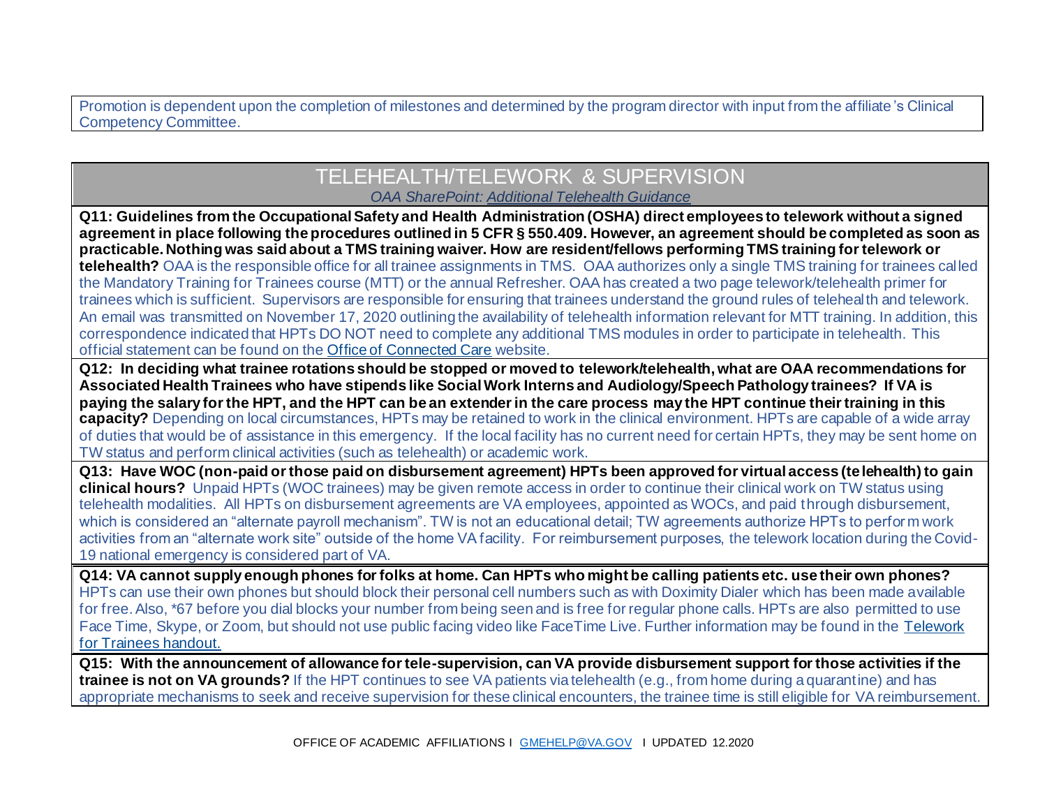Promotion is dependent upon the completion of milestones and determined by the program director with input from the affiliate's Clinical Competency Committee.

## TELEHEALTH/TELEWORK & SUPERVISION

*OAA SharePoint: Additional Telehealth Guidance*

**Q11: Guidelines from the Occupational Safety and Health Administration (OSHA) direct employees to telework without a signed agreement in place following the procedures outlined in 5 CFR § 550.409. However, an agreement should be completed as soon as practicable. Nothing was said about a TMS training waiver. How are resident/fellows performing TMS training for telework or telehealth?** OAA is the responsible office for all trainee assignments in TMS. OAA authorizes only a single TMS training for trainees called the Mandatory Training for Trainees course (MTT) or the annual Refresher. OAA has created a two page telework/telehealth primer for trainees which is sufficient. Supervisors are responsible for ensuring that trainees understand the ground rules of telehealth and telework. An email was transmitted on November 17, 2020 outlining the availability of telehealth information relevant for MTT training. In addition, this correspondence indicated that HPTs DO NOT need to complete any additional TMS modules in order to participate in telehealth. This official statement can be found on the Office of Connected Care website.

**Q12: In deciding what trainee rotations should be stopped or moved to telework/telehealth, what are OAA recommendations for Associated Health Trainees who have stipends like Social Work Interns and Audiology/Speech Pathology trainees? If VA is paying the salary for the HPT, and the HPT can be an extender in the care process may the HPT continue their training in this capacity?** Depending on local circumstances, HPTs may be retained to work in the clinical environment. HPTs are capable of a wide array of duties that would be of assistance in this emergency. If the local facility has no current need for certain HPTs, they may be sent home on TW status and perform clinical activities (such as telehealth) or academic work.

**Q13: Have WOC (non-paid or those paid on disbursement agreement) HPTs been approved for virtual access (telehealth) to gain clinical hours?** Unpaid HPTs (WOC trainees) may be given remote access in order to continue their clinical work on TW status using telehealth modalities. All HPTs on disbursement agreements are VA employees, appointed as WOCs, and paid through disbursement, which is considered an "alternate payroll mechanism". TW is not an educational detail; TW agreements authorize HPTs to perform work activities from an "alternate work site" outside of the home VA facility. For reimbursement purposes, the telework location during the Covid-19 national emergency is considered part of VA.

**Q14: VA cannot supply enough phones for folks at home. Can HPTs who might be calling patients etc. use their own phones?** HPTs can use their own phones but should block their personal cell numbers such as with Doximity Dialer which has been made available for free. Also, *67 before you dial blocks your number from being seen and is free for regular phone calls. HPTs are also permitted to use Face Time, Skype, or Zoom, but should not use public facing video like FaceTime Live. Further information may be found in the Telework for Trainees handout.

**Q15: With the announcement of allowance for tele-supervision, can VA provide disbursement support for those activities if the trainee is not on VA grounds?** If the HPT continues to see VA patients via telehealth (e.g., from home during a quarantine) and has appropriate mechanisms to seek and receive supervision for these clinical encounters, the trainee time is still eligible for VA reimbursement.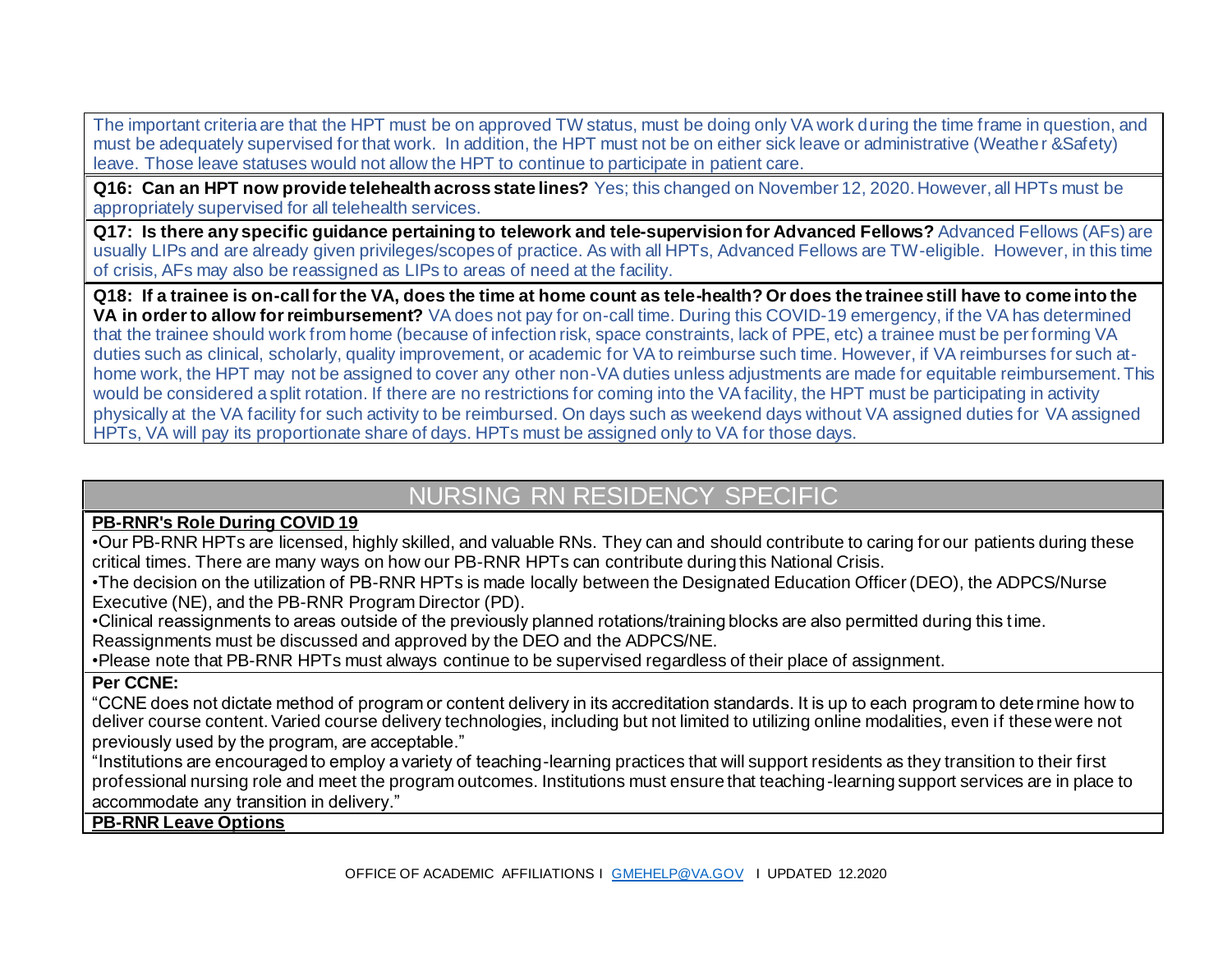The important criteria are that the HPT must be on approved TW status, must be doing only VA work during the time frame in question, and must be adequately supervised for that work. In addition, the HPT must not be on either sick leave or administrative (Weather &Safety) leave. Those leave statuses would not allow the HPT to continue to participate in patient care.

**Q16: Can an HPT now provide telehealth across state lines?** Yes; this changed on November 12, 2020. However, all HPTs must be appropriately supervised for all telehealth services.

**Q17: Is there any specific guidance pertaining to telework and tele-supervision for Advanced Fellows?** Advanced Fellows (AFs) are usually LIPs and are already given privileges/scopes of practice. As with all HPTs, Advanced Fellows are TW-eligible. However, in this time of crisis, AFs may also be reassigned as LIPs to areas of need at the facility.

**Q18: If a trainee is on-call for the VA, does the time at home count as tele-health? Or does the trainee still have to come into the VA in order to allow for reimbursement?** VA does not pay for on-call time. During this COVID-19 emergency, if the VA has determined that the trainee should work from home (because of infection risk, space constraints, lack of PPE, etc) a trainee must be performing VA duties such as clinical, scholarly, quality improvement, or academic for VA to reimburse such time. However, if VA reimburses for such at-home work, the HPT may not be assigned to cover any other non-VA duties unless adjustments are made for equitable reimbursement. This would be considered a split rotation. If there are no restrictions for coming into the VA facility, the HPT must be participating in activity physically at the VA facility for such activity to be reimbursed. On days such as weekend days without VA assigned duties for VA assigned HPTs, VA will pay its proportionate share of days. HPTs must be assigned only to VA for those days.

## NURSING RN RESIDENCY SPECIFIC

**PB-RNR's Role During COVID 19**

- Our PB-RNR HPTs are licensed, highly skilled, and valuable RNs. They can and should contribute to caring for our patients during these critical times. There are many ways on how our PB-RNR HPTs can contribute during this National Crisis.
- The decision on the utilization of PB-RNR HPTs is made locally between the Designated Education Officer (DEO), the ADPCS/Nurse Executive (NE), and the PB-RNR Program Director (PD).
- Clinical reassignments to areas outside of the previously planned rotations/training blocks are also permitted during this time. Reassignments must be discussed and approved by the DEO and the ADPCS/NE.
- Please note that PB-RNR HPTs must always continue to be supervised regardless of their place of assignment.

**Per CCNE:**

"CCNE does not dictate method of program or content delivery in its accreditation standards. It is up to each program to determine how to deliver course content. Varied course delivery technologies, including but not limited to utilizing online modalities, even if these were not previously used by the program, are acceptable."

"Institutions are encouraged to employ a variety of teaching-learning practices that will support residents as they transition to their first professional nursing role and meet the program outcomes. Institutions must ensure that teaching-learning support services are in place to accommodate any transition in delivery."

**PB-RNR Leave Options**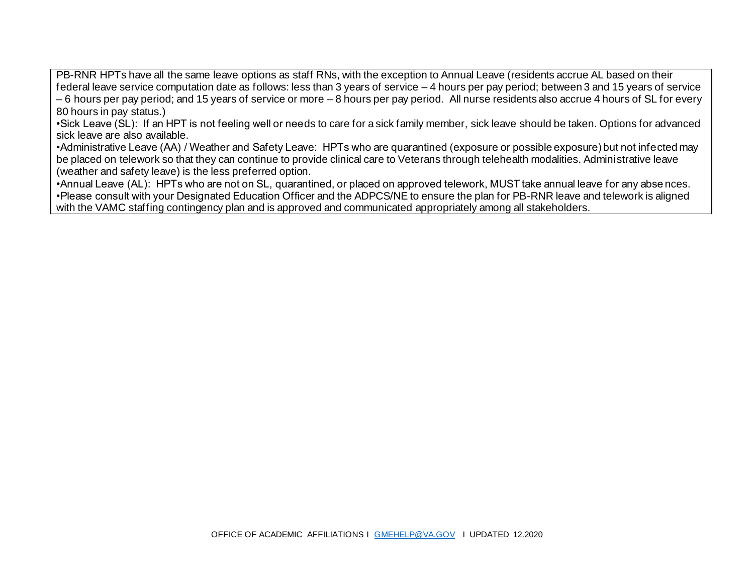PB-RNR HPTs have all the same leave options as staff RNs, with the exception to Annual Leave (residents accrue AL based on their federal leave service computation date as follows: less than 3 years of service – 4 hours per pay period; between 3 and 15 years of service – 6 hours per pay period; and 15 years of service or more – 8 hours per pay period. All nurse residents also accrue 4 hours of SL for every 80 hours in pay status.)

•Sick Leave (SL): If an HPT is not feeling well or needs to care for a sick family member, sick leave should be taken. Options for advanced sick leave are also available.

•Administrative Leave (AA) / Weather and Safety Leave: HPTs who are quarantined (exposure or possible exposure) but not infected may be placed on telework so that they can continue to provide clinical care to Veterans through telehealth modalities. Administrative leave (weather and safety leave) is the less preferred option.

•Annual Leave (AL): HPTs who are not on SL, quarantined, or placed on approved telework, MUST take annual leave for any absences.

•Please consult with your Designated Education Officer and the ADPCS/NE to ensure the plan for PB-RNR leave and telework is aligned with the VAMC staffing contingency plan and is approved and communicated appropriately among all stakeholders.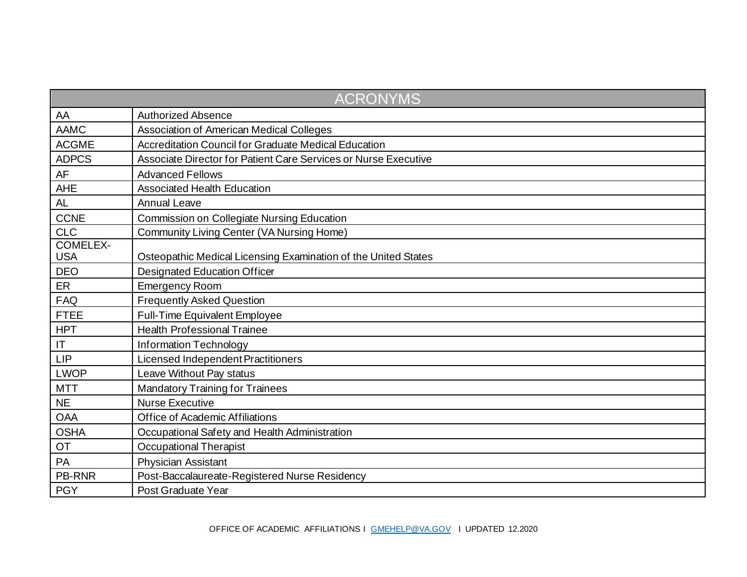| ACRONYMS | |
|---|---|
| AA | Authorized Absence |
| AAMC | Association of American Medical Colleges |
| ACGME | Accreditation Council for Graduate Medical Education |
| ADPCS | Associate Director for Patient Care Services or Nurse Executive |
| AF | Advanced Fellows |
| AHE | Associated Health Education |
| AL | Annual Leave |
| CCNE | Commission on Collegiate Nursing Education |
| CLC | Community Living Center (VA Nursing Home) |
| COMELEX-USA | Osteopathic Medical Licensing Examination of the United States |
| DEO | Designated Education Officer |
| ER | Emergency Room |
| FAQ | Frequently Asked Question |
| FTEE | Full-Time Equivalent Employee |
| HPT | Health Professional Trainee |
| IT | Information Technology |
| LIP | Licensed Independent Practitioners |
| LWOP | Leave Without Pay status |
| MTT | Mandatory Training for Trainees |
| NE | Nurse Executive |
| OAA | Office of Academic Affiliations |
| OSHA | Occupational Safety and Health Administration |
| OT | Occupational Therapist |
| PA | Physician Assistant |
| PB-RNR | Post-Baccalaureate-Registered Nurse Residency |
| PGY | Post Graduate Year |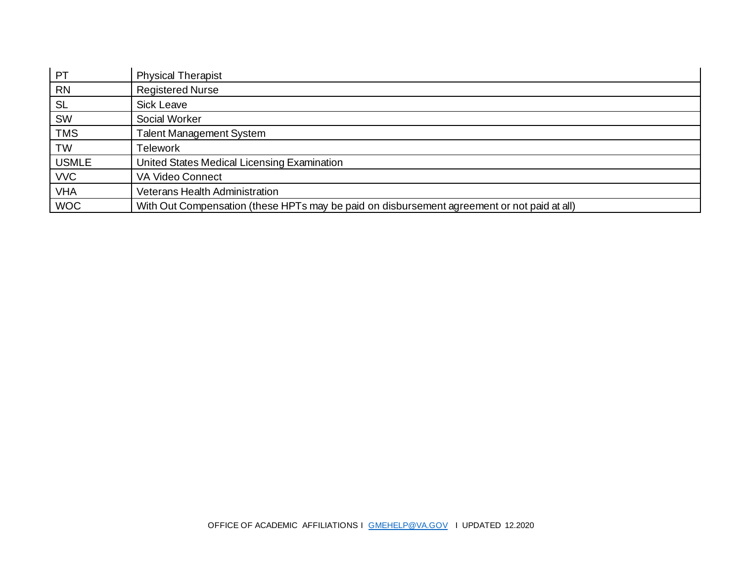| | |
|---|---|
| PT | Physical Therapist |
| RN | Registered Nurse |
| SL | Sick Leave |
| SW | Social Worker |
| TMS | Talent Management System |
| TW | Telework |
| USMLE | United States Medical Licensing Examination |
| VVC | VA Video Connect |
| VHA | Veterans Health Administration |
| WOC | With Out Compensation (these HPTs may be paid on disbursement agreement or not paid at all) |